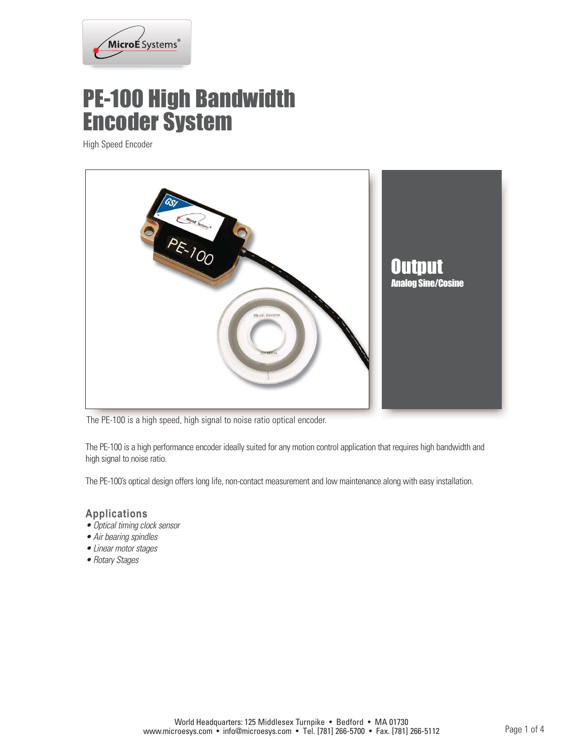# PE-100 High Bandwidth Encoder System

High Speed Encoder

**Output**
**Analog Sine/Cosine**

The PE-100 is a high speed, high signal to noise ratio optical encoder.

The PE-100 is a high performance encoder ideally suited for any motion control application that requires high bandwidth and high signal to noise ratio.

The PE-100's optical design offers long life, non-contact measurement and low maintenance along with easy installation.

## Applications

- *Optical timing clock sensor*
- *Air bearing spindles*
- *Linear motor stages*
- *Rotary Stages*

World Headquarters: 125 Middlesex Turnpike • Bedford • MA 01730
www.microesys.com • info@microesys.com • Tel. [781] 266-5700 • Fax. [781] 266-5112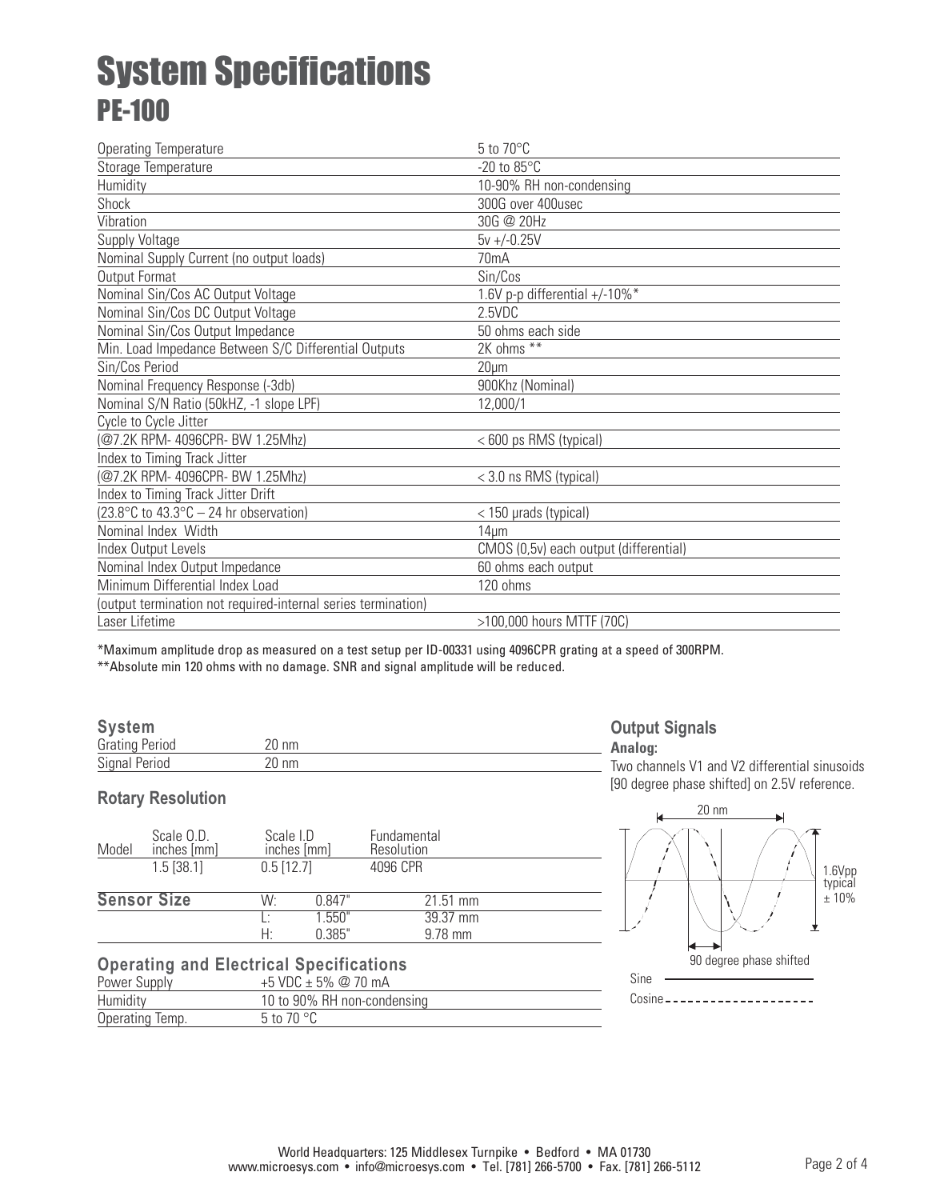# System Specifications

## PE-100

| Operating Temperature | 5 to 70°C |
|---|---|
| Storage Temperature | -20 to 85°C |
| Humidity | 10-90% RH non-condensing |
| Shock | 300G over 400usec |
| Vibration | 30G @ 20Hz |
| Supply Voltage | 5v +/-0.25V |
| Nominal Supply Current (no output loads) | 70mA |
| Output Format | Sin/Cos |
| Nominal Sin/Cos AC Output Voltage | 1.6V p-p differential +/-10%* |
| Nominal Sin/Cos DC Output Voltage | 2.5VDC |
| Nominal Sin/Cos Output Impedance | 50 ohms each side |
| Min. Load Impedance Between S/C Differential Outputs | 2K ohms ** |
| Sin/Cos Period | 20µm |
| Nominal Frequency Response (-3db) | 900Khz (Nominal) |
| Nominal S/N Ratio (50kHZ, -1 slope LPF) | 12,000/1 |
| Cycle to Cycle Jitter | |
| (@7.2K RPM- 4096CPR- BW 1.25Mhz) | < 600 ps RMS (typical) |
| Index to Timing Track Jitter | |
| (@7.2K RPM- 4096CPR- BW 1.25Mhz) | < 3.0 ns RMS (typical) |
| Index to Timing Track Jitter Drift | |
| (23.8°C to 43.3°C – 24 hr observation) | < 150 µrads (typical) |
| Nominal Index Width | 14µm |
| Index Output Levels | CMOS (0,5v) each output (differential) |
| Nominal Index Output Impedance | 60 ohms each output |
| Minimum Differential Index Load | 120 ohms |
| (output termination not required-internal series termination) | |
| Laser Lifetime | >100,000 hours MTTF (70C) |

*Maximum amplitude drop as measured on a test setup per ID-00331 using 4096CPR grating at a speed of 300RPM.
**Absolute min 120 ohms with no damage. SNR and signal amplitude will be reduced.

### System

| Grating Period | 20 nm |
|---|---|
| Signal Period | 20 nm |

### Rotary Resolution

| Model | Scale O.D. inches [mm] | Scale I.D inches [mm] | Fundamental Resolution |
|---|---|---|---|
| | 1.5 [38.1] | 0.5 [12.7] | 4096 CPR |

### Sensor Size

| | | |
|---|---|---|
| W: | 0.847" | 21.51 mm |
| L: | 1.550" | 39.37 mm |
| H: | 0.385" | 9.78 mm |

### Operating and Electrical Specifications

| Power Supply | +5 VDC ± 5% @ 70 mA |
|---|---|
| Humidity | 10 to 90% RH non-condensing |
| Operating Temp. | 5 to 70 °C |

### Output Signals

**Analog:**

Two channels V1 and V2 differential sinusoids [90 degree phase shifted] on 2.5V reference.

20 nm

1.6Vpp typical ± 10%

90 degree phase shifted

Sine

Cosine

World Headquarters: 125 Middlesex Turnpike • Bedford • MA 01730
www.microesys.com • info@microesys.com • Tel. [781] 266-5700 • Fax. [781] 266-5112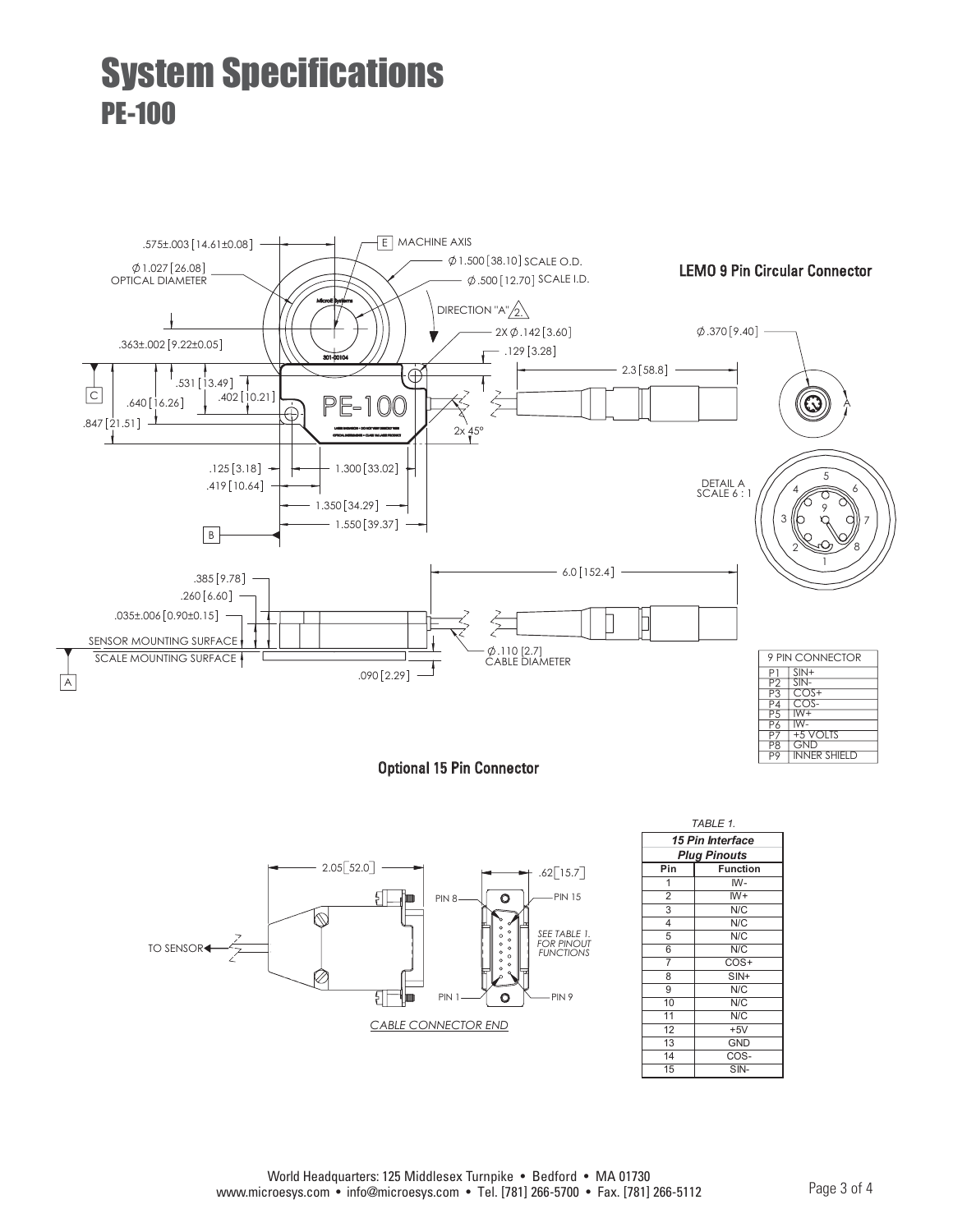# System Specifications

## PE-100

.575±.003 [14.61±0.08]

E MACHINE AXIS

Ø 1.027 [26.08] OPTICAL DIAMETER

Ø 1.500 [38.10] SCALE O.D.

Ø .500 [12.70] SCALE I.D.

DIRECTION "A" 2.

.363±.002 [9.22±0.05]

2X Ø .142 [3.60]

.129 [3.28]

2.3 [58.8]

.531 [13.49]

.402 [10.21]

.640 [16.26]

.847 [21.51]

2x 45°

.125 [3.18]

1.300 [33.02]

.419 [10.64]

1.350 [34.29]

1.550 [39.37]

.385 [9.78]

.260 [6.60]

.035±.006 [0.90±0.15]

6.0 [152.4]

SENSOR MOUNTING SURFACE

SCALE MOUNTING SURFACE

Ø .110 [2.7] CABLE DIAMETER

.090 [2.29]

### LEMO 9 Pin Circular Connector

Ø .370 [9.40]

DETAIL A SCALE 6 : 1

| 9 PIN CONNECTOR | |
|---|---|
| P1 | SIN+ |
| P2 | SIN- |
| P3 | COS+ |
| P4 | COS- |
| P5 | IW+ |
| P6 | IW- |
| P7 | +5 VOLTS |
| P8 | GND |
| P9 | INNER SHIELD |

### Optional 15 Pin Connector

2.05 [52.0]

.62 [15.7]

TO SENSOR

PIN 8 — PIN 15

SEE TABLE 1. FOR PINOUT FUNCTIONS

PIN 1 — PIN 9

*CABLE CONNECTOR END*

*TABLE 1.*

| ***15 Pin Interface Plug Pinouts*** | |
|---|---|
| **Pin** | **Function** |
| 1 | IW- |
| 2 | IW+ |
| 3 | N/C |
| 4 | N/C |
| 5 | N/C |
| 6 | N/C |
| 7 | COS+ |
| 8 | SIN+ |
| 9 | N/C |
| 10 | N/C |
| 11 | N/C |
| 12 | +5V |
| 13 | GND |
| 14 | COS- |
| 15 | SIN- |

World Headquarters: 125 Middlesex Turnpike • Bedford • MA 01730
www.microesys.com • info@microesys.com • Tel. [781] 266-5700 • Fax. [781] 266-5112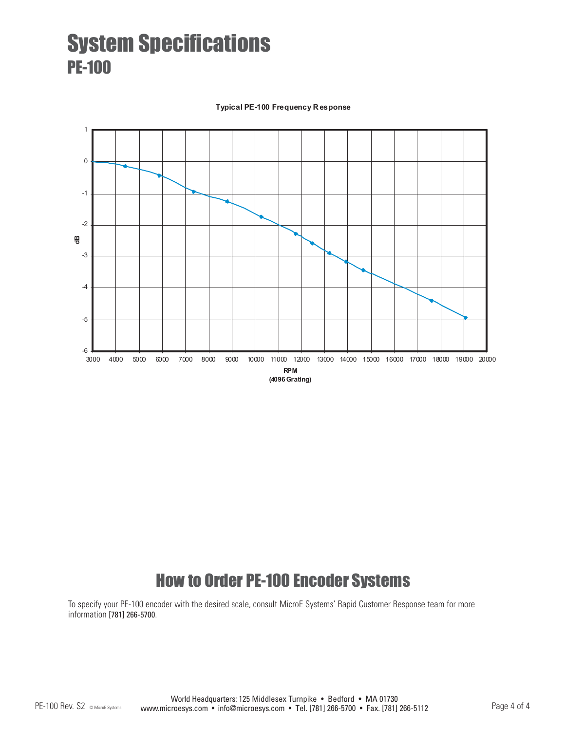# System Specifications

## PE-100

Typical PE-100 Frequency Response

1
0
-1
-2
-3
-4
-5
-6

dB

3000 4000 5000 6000 7000 8000 9000 10000 11000 12000 13000 14000 15000 16000 17000 18000 19000 20000

RPM
(4096 Grating)

# How to Order PE-100 Encoder Systems

To specify your PE-100 encoder with the desired scale, consult MicroE Systems' Rapid Customer Response team for more information [781] 266-5700.

PE-100 Rev. S2 © MicroE Systems

World Headquarters: 125 Middlesex Turnpike • Bedford • MA 01730
www.microesys.com • info@microesys.com • Tel. [781] 266-5700 • Fax. [781] 266-5112